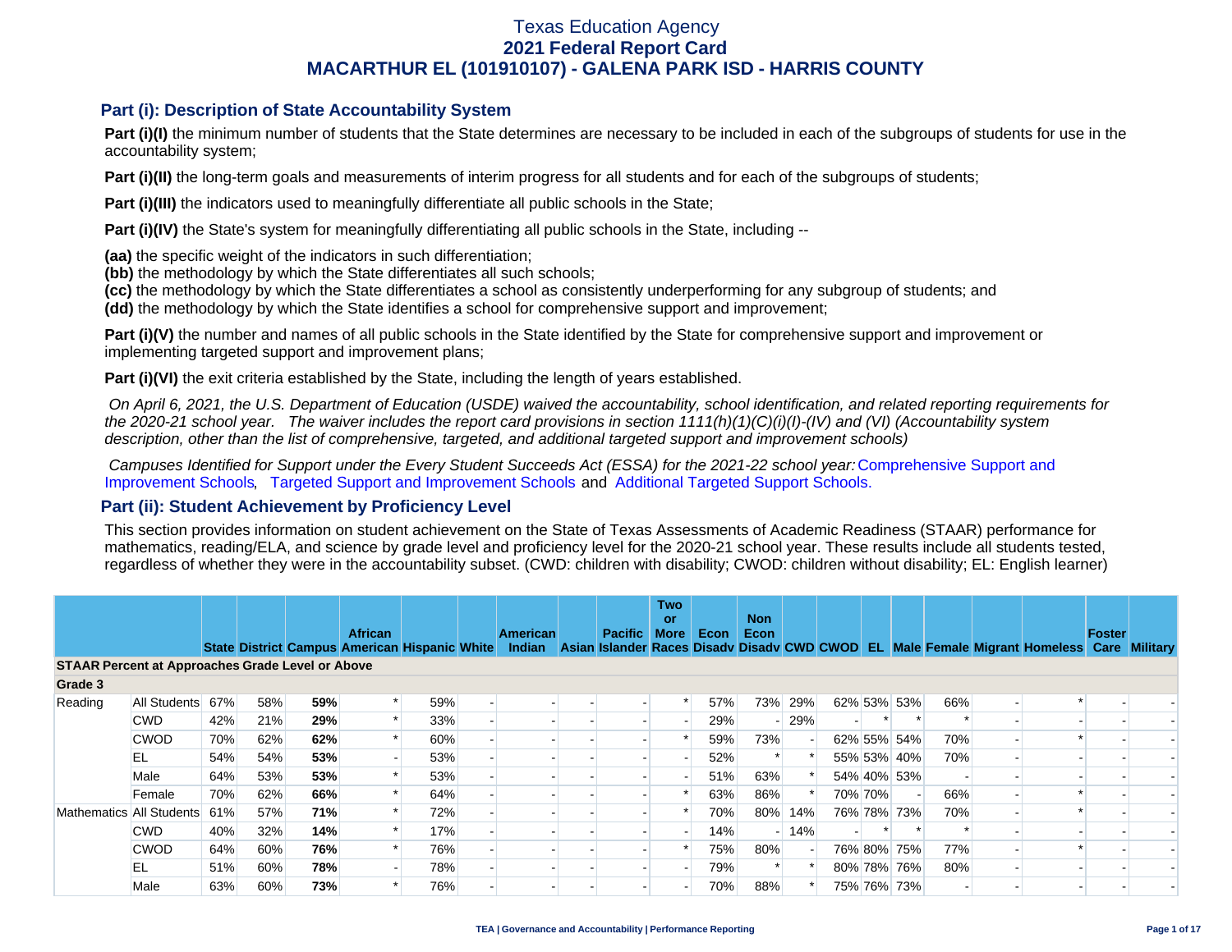# Texas Education Agency
## 2021 Federal Report Card
## MACARTHUR EL (101910107) - GALENA PARK ISD - HARRIS COUNTY

### Part (i): Description of State Accountability System

**Part (i)(I)** the minimum number of students that the State determines are necessary to be included in each of the subgroups of students for use in the accountability system;

**Part (i)(II)** the long-term goals and measurements of interim progress for all students and for each of the subgroups of students;

**Part (i)(III)** the indicators used to meaningfully differentiate all public schools in the State;

**Part (i)(IV)** the State's system for meaningfully differentiating all public schools in the State, including --

**(aa)** the specific weight of the indicators in such differentiation;
**(bb)** the methodology by which the State differentiates all such schools;
**(cc)** the methodology by which the State differentiates a school as consistently underperforming for any subgroup of students; and
**(dd)** the methodology by which the State identifies a school for comprehensive support and improvement;

**Part (i)(V)** the number and names of all public schools in the State identified by the State for comprehensive support and improvement or implementing targeted support and improvement plans;

**Part (i)(VI)** the exit criteria established by the State, including the length of years established.

*On April 6, 2021, the U.S. Department of Education (USDE) waived the accountability, school identification, and related reporting requirements for the 2020-21 school year. The waiver includes the report card provisions in section 1111(h)(1)(C)(i)(I)-(IV) and (VI) (Accountability system description, other than the list of comprehensive, targeted, and additional targeted support and improvement schools)*

*Campuses Identified for Support under the Every Student Succeeds Act (ESSA) for the 2021-22 school year:* Comprehensive Support and Improvement Schools, Targeted Support and Improvement Schools and Additional Targeted Support Schools.

### Part (ii): Student Achievement by Proficiency Level

This section provides information on student achievement on the State of Texas Assessments of Academic Readiness (STAAR) performance for mathematics, reading/ELA, and science by grade level and proficiency level for the 2020-21 school year. These results include all students tested, regardless of whether they were in the accountability subset. (CWD: children with disability; CWOD: children without disability; EL: English learner)

| | | State | District | Campus | African American | Hispanic | White | American Indian | Asian | Pacific Islander | Two or More Races | Econ Disadv | Non Econ Disadv | CWD | CWOD | EL | Male | Female | Migrant | Homeless | Foster Care | Military |
|---|---|---|---|---|---|---|---|---|---|---|---|---|---|---|---|---|---|---|---|---|---|---|
| **STAAR Percent at Approaches Grade Level or Above** | | | | | | | | | | | | | | | | | | | | | | |
| **Grade 3** | | | | | | | | | | | | | | | | | | | | | | |
| Reading | All Students | 67% | 58% | **59%** | * | 59% | - | - | - | - | * | 57% | 73% | 29% | 62% | 53% | 53% | 66% | - | * | - | - |
| | CWD | 42% | 21% | **29%** | * | 33% | - | - | - | - | - | 29% | - | 29% | - | * | * | * | - | - | - | - |
| | CWOD | 70% | 62% | **62%** | * | 60% | - | - | - | - | * | 59% | 73% | - | 62% | 55% | 54% | 70% | - | * | - | - |
| | EL | 54% | 54% | **53%** | - | 53% | - | - | - | - | - | 52% | * | * | 55% | 53% | 40% | 70% | - | - | - | - |
| | Male | 64% | 53% | **53%** | * | 53% | - | - | - | - | - | 51% | 63% | * | 54% | 40% | 53% | - | - | - | - | - |
| | Female | 70% | 62% | **66%** | * | 64% | - | - | - | - | * | 63% | 86% | * | 70% | 70% | - | 66% | - | * | - | - |
| Mathematics | All Students | 61% | 57% | **71%** | * | 72% | - | - | - | - | * | 70% | 80% | 14% | 76% | 78% | 73% | 70% | - | * | - | - |
| | CWD | 40% | 32% | **14%** | * | 17% | - | - | - | - | - | 14% | - | 14% | - | * | * | * | - | - | - | - |
| | CWOD | 64% | 60% | **76%** | * | 76% | - | - | - | - | * | 75% | 80% | - | 76% | 80% | 75% | 77% | - | * | - | - |
| | EL | 51% | 60% | **78%** | - | 78% | - | - | - | - | - | 79% | * | * | 80% | 78% | 76% | 80% | - | - | - | - |
| | Male | 63% | 60% | **73%** | * | 76% | - | - | - | - | - | 70% | 88% | * | 75% | 76% | 73% | - | - | - | - | - |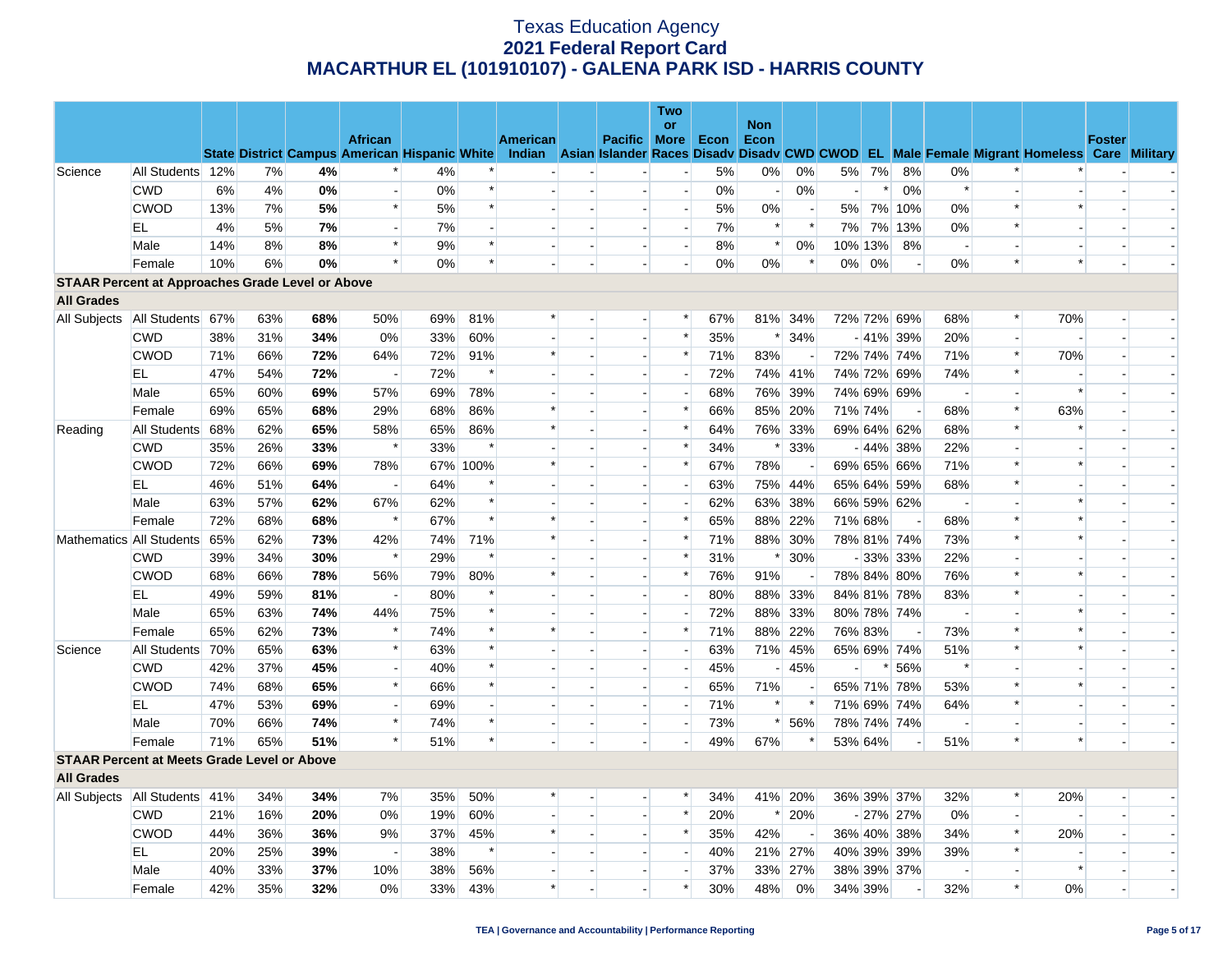# Texas Education Agency
## 2021 Federal Report Card
## MACARTHUR EL (101910107) - GALENA PARK ISD - HARRIS COUNTY

| | | State | District | Campus | African American | Hispanic | White | American Indian | Asian | Pacific Islander | Two or More Races | Econ Disadv | Non Econ Disadv | CWD | CWOD | EL | Male | Female | Migrant | Homeless | Foster Care | Military |
|---|---|---|---|---|---|---|---|---|---|---|---|---|---|---|---|---|---|---|---|---|---|---|
| Science | All Students | 12% | 7% | **4%** | * | 4% | * | - | - | - | - | 5% | 0% | 0% | 5% | 7% | 8% | 0% | * | * | - | - |
| | CWD | 6% | 4% | **0%** | - | 0% | * | - | - | - | - | 0% | - | 0% | - | * | 0% | * | - | - | - | - |
| | CWOD | 13% | 7% | **5%** | * | 5% | * | - | - | - | - | 5% | 0% | - | 5% | 7% | 10% | 0% | * | * | - | - |
| | EL | 4% | 5% | **7%** | - | 7% | - | - | - | - | - | 7% | * | * | 7% | 7% | 13% | 0% | * | - | - | - |
| | Male | 14% | 8% | **8%** | * | 9% | * | - | - | - | - | 8% | * | 0% | 10% | 13% | 8% | - | - | - | - | - |
| | Female | 10% | 6% | **0%** | * | 0% | * | - | - | - | - | 0% | 0% | * | 0% | 0% | - | 0% | * | * | - | - |
| **STAAR Percent at Approaches Grade Level or Above** | | | | | | | | | | | | | | | | | | | | | | |
| **All Grades** | | | | | | | | | | | | | | | | | | | | | | |
| All Subjects | All Students | 67% | 63% | **68%** | 50% | 69% | 81% | * | - | - | * | 67% | 81% | 34% | 72% | 72% | 69% | 68% | * | 70% | - | - |
| | CWD | 38% | 31% | **34%** | 0% | 33% | 60% | - | - | - | * | 35% | * | 34% | - | 41% | 39% | 20% | - | - | - | - |
| | CWOD | 71% | 66% | **72%** | 64% | 72% | 91% | * | - | - | * | 71% | 83% | - | 72% | 74% | 74% | 71% | * | 70% | - | - |
| | EL | 47% | 54% | **72%** | - | 72% | * | - | - | - | - | 72% | 74% | 41% | 74% | 72% | 69% | 74% | * | - | - | - |
| | Male | 65% | 60% | **69%** | 57% | 69% | 78% | - | - | - | - | 68% | 76% | 39% | 74% | 69% | 69% | - | - | * | - | - |
| | Female | 69% | 65% | **68%** | 29% | 68% | 86% | * | - | - | * | 66% | 85% | 20% | 71% | 74% | - | 68% | * | 63% | - | - |
| Reading | All Students | 68% | 62% | **65%** | 58% | 65% | 86% | * | - | - | * | 64% | 76% | 33% | 69% | 64% | 62% | 68% | * | * | - | - |
| | CWD | 35% | 26% | **33%** | * | 33% | * | - | - | - | * | 34% | * | 33% | - | 44% | 38% | 22% | - | - | - | - |
| | CWOD | 72% | 66% | **69%** | 78% | 67% | 100% | * | - | - | * | 67% | 78% | - | 69% | 65% | 66% | 71% | * | * | - | - |
| | EL | 46% | 51% | **64%** | - | 64% | * | - | - | - | - | 63% | 75% | 44% | 65% | 64% | 59% | 68% | * | - | - | - |
| | Male | 63% | 57% | **62%** | 67% | 62% | * | - | - | - | - | 62% | 63% | 38% | 66% | 59% | 62% | - | - | * | - | - |
| | Female | 72% | 68% | **68%** | * | 67% | * | * | - | - | * | 65% | 88% | 22% | 71% | 68% | - | 68% | * | * | - | - |
| Mathematics | All Students | 65% | 62% | **73%** | 42% | 74% | 71% | * | - | - | * | 71% | 88% | 30% | 78% | 81% | 74% | 73% | * | * | - | - |
| | CWD | 39% | 34% | **30%** | * | 29% | * | - | - | - | * | 31% | * | 30% | - | 33% | 33% | 22% | - | - | - | - |
| | CWOD | 68% | 66% | **78%** | 56% | 79% | 80% | * | - | - | * | 76% | 91% | - | 78% | 84% | 80% | 76% | * | * | - | - |
| | EL | 49% | 59% | **81%** | - | 80% | * | - | - | - | - | 80% | 88% | 33% | 84% | 81% | 78% | 83% | * | - | - | - |
| | Male | 65% | 63% | **74%** | 44% | 75% | * | - | - | - | - | 72% | 88% | 33% | 80% | 78% | 74% | - | - | * | - | - |
| | Female | 65% | 62% | **73%** | * | 74% | * | * | - | - | * | 71% | 88% | 22% | 76% | 83% | - | 73% | * | * | - | - |
| Science | All Students | 70% | 65% | **63%** | * | 63% | * | - | - | - | - | 63% | 71% | 45% | 65% | 69% | 74% | 51% | * | * | - | - |
| | CWD | 42% | 37% | **45%** | - | 40% | * | - | - | - | - | 45% | - | 45% | - | * | 56% | * | - | - | - | - |
| | CWOD | 74% | 68% | **65%** | * | 66% | * | - | - | - | - | 65% | 71% | - | 65% | 71% | 78% | 53% | * | * | - | - |
| | EL | 47% | 53% | **69%** | - | 69% | - | - | - | - | - | 71% | * | * | 71% | 69% | 74% | 64% | * | - | - | - |
| | Male | 70% | 66% | **74%** | * | 74% | * | - | - | - | - | 73% | * | 56% | 78% | 74% | 74% | - | - | - | - | - |
| | Female | 71% | 65% | **51%** | * | 51% | * | - | - | - | - | 49% | 67% | * | 53% | 64% | - | 51% | * | * | - | - |
| **STAAR Percent at Meets Grade Level or Above** | | | | | | | | | | | | | | | | | | | | | | |
| **All Grades** | | | | | | | | | | | | | | | | | | | | | | |
| All Subjects | All Students | 41% | 34% | **34%** | 7% | 35% | 50% | * | - | - | * | 34% | 41% | 20% | 36% | 39% | 37% | 32% | * | 20% | - | - |
| | CWD | 21% | 16% | **20%** | 0% | 19% | 60% | - | - | - | * | 20% | * | 20% | - | 27% | 27% | 0% | - | - | - | - |
| | CWOD | 44% | 36% | **36%** | 9% | 37% | 45% | * | - | - | * | 35% | 42% | - | 36% | 40% | 38% | 34% | * | 20% | - | - |
| | EL | 20% | 25% | **39%** | - | 38% | * | - | - | - | - | 40% | 21% | 27% | 40% | 39% | 39% | 39% | * | - | - | - |
| | Male | 40% | 33% | **37%** | 10% | 38% | 56% | - | - | - | - | 37% | 33% | 27% | 38% | 39% | 37% | - | - | * | - | - |
| | Female | 42% | 35% | **32%** | 0% | 33% | 43% | * | - | - | * | 30% | 48% | 0% | 34% | 39% | - | 32% | * | 0% | - | - |

TEA | Governance and Accountability | Performance Reporting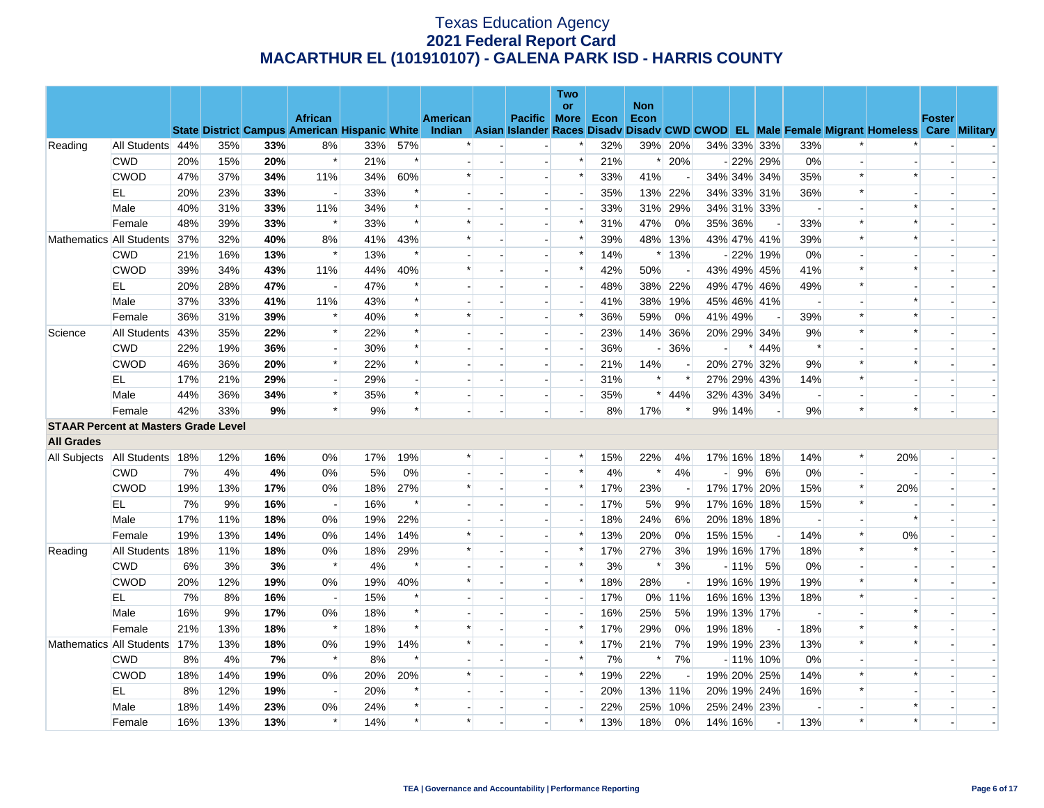# Texas Education Agency
## 2021 Federal Report Card
## MACARTHUR EL (101910107) - GALENA PARK ISD - HARRIS COUNTY

| | | State | District | Campus | African American | Hispanic | White | American Indian | Asian | Pacific Islander | Two or More Races | Econ Disadv | Non Econ Disadv | CWD | CWOD | EL | Male | Female | Migrant | Homeless | Foster Care | Military |
|---|---|---|---|---|---|---|---|---|---|---|---|---|---|---|---|---|---|---|---|---|---|---|
| Reading | All Students | 44% | 35% | **33%** | 8% | 33% | 57% | * | - | - | * | 32% | 39% | 20% | 34% | 33% | 33% | 33% | * | * | - | - |
| | CWD | 20% | 15% | **20%** | * | 21% | * | - | - | - | * | 21% | * | 20% | - | 22% | 29% | 0% | - | - | - | - |
| | CWOD | 47% | 37% | **34%** | 11% | 34% | 60% | * | - | - | * | 33% | 41% | - | 34% | 34% | 34% | 35% | * | * | - | - |
| | EL | 20% | 23% | **33%** | - | 33% | * | - | - | - | - | 35% | 13% | 22% | 34% | 33% | 31% | 36% | * | - | - | - |
| | Male | 40% | 31% | **33%** | 11% | 34% | * | - | - | - | - | 33% | 31% | 29% | 34% | 31% | 33% | - | - | * | - | - |
| | Female | 48% | 39% | **33%** | * | 33% | * | * | - | - | * | 31% | 47% | 0% | 35% | 36% | - | 33% | * | * | - | - |
| Mathematics | All Students | 37% | 32% | **40%** | 8% | 41% | 43% | * | - | - | * | 39% | 48% | 13% | 43% | 47% | 41% | 39% | * | * | - | - |
| | CWD | 21% | 16% | **13%** | * | 13% | * | - | - | - | * | 14% | * | 13% | - | 22% | 19% | 0% | - | - | - | - |
| | CWOD | 39% | 34% | **43%** | 11% | 44% | 40% | * | - | - | * | 42% | 50% | - | 43% | 49% | 45% | 41% | * | * | - | - |
| | EL | 20% | 28% | **47%** | - | 47% | * | - | - | - | - | 48% | 38% | 22% | 49% | 47% | 46% | 49% | * | - | - | - |
| | Male | 37% | 33% | **41%** | 11% | 43% | * | - | - | - | - | 41% | 38% | 19% | 45% | 46% | 41% | - | - | * | - | - |
| | Female | 36% | 31% | **39%** | * | 40% | * | * | - | - | * | 36% | 59% | 0% | 41% | 49% | - | 39% | * | * | - | - |
| Science | All Students | 43% | 35% | **22%** | * | 22% | * | - | - | - | - | 23% | 14% | 36% | 20% | 29% | 34% | 9% | * | * | - | - |
| | CWD | 22% | 19% | **36%** | - | 30% | * | - | - | - | - | 36% | - | 36% | - | * | 44% | * | - | - | - | - |
| | CWOD | 46% | 36% | **20%** | * | 22% | * | - | - | - | - | 21% | 14% | - | 20% | 27% | 32% | 9% | * | * | - | - |
| | EL | 17% | 21% | **29%** | - | 29% | - | - | - | - | - | 31% | * | * | 27% | 29% | 43% | 14% | * | - | - | - |
| | Male | 44% | 36% | **34%** | * | 35% | * | - | - | - | - | 35% | * | 44% | 32% | 43% | 34% | - | - | - | - | - |
| | Female | 42% | 33% | **9%** | * | 9% | * | - | - | - | - | 8% | 17% | * | 9% | 14% | - | 9% | * | * | - | - |
| **STAAR Percent at Masters Grade Level** | | | | | | | | | | | | | | | | | | | | | | |
| **All Grades** | | | | | | | | | | | | | | | | | | | | | | |
| All Subjects | All Students | 18% | 12% | **16%** | 0% | 17% | 19% | * | - | - | * | 15% | 22% | 4% | 17% | 16% | 18% | 14% | * | 20% | - | - |
| | CWD | 7% | 4% | **4%** | 0% | 5% | 0% | - | - | - | * | 4% | * | 4% | - | 9% | 6% | 0% | - | - | - | - |
| | CWOD | 19% | 13% | **17%** | 0% | 18% | 27% | * | - | - | * | 17% | 23% | - | 17% | 17% | 20% | 15% | * | 20% | - | - |
| | EL | 7% | 9% | **16%** | - | 16% | * | - | - | - | - | 17% | 5% | 9% | 17% | 16% | 18% | 15% | * | - | - | - |
| | Male | 17% | 11% | **18%** | 0% | 19% | 22% | - | - | - | - | 18% | 24% | 6% | 20% | 18% | 18% | - | - | * | - | - |
| | Female | 19% | 13% | **14%** | 0% | 14% | 14% | * | - | - | * | 13% | 20% | 0% | 15% | 15% | - | 14% | * | 0% | - | - |
| Reading | All Students | 18% | 11% | **18%** | 0% | 18% | 29% | * | - | - | * | 17% | 27% | 3% | 19% | 16% | 17% | 18% | * | * | - | - |
| | CWD | 6% | 3% | **3%** | * | 4% | * | - | - | - | * | 3% | * | 3% | - | 11% | 5% | 0% | - | - | - | - |
| | CWOD | 20% | 12% | **19%** | 0% | 19% | 40% | * | - | - | * | 18% | 28% | - | 19% | 16% | 19% | 19% | * | * | - | - |
| | EL | 7% | 8% | **16%** | - | 15% | * | - | - | - | - | 17% | 0% | 11% | 16% | 16% | 13% | 18% | * | - | - | - |
| | Male | 16% | 9% | **17%** | 0% | 18% | * | - | - | - | - | 16% | 25% | 5% | 19% | 13% | 17% | - | - | * | - | - |
| | Female | 21% | 13% | **18%** | * | 18% | * | * | - | - | * | 17% | 29% | 0% | 19% | 18% | - | 18% | * | * | - | - |
| Mathematics | All Students | 17% | 13% | **18%** | 0% | 19% | 14% | * | - | - | * | 17% | 21% | 7% | 19% | 19% | 23% | 13% | * | * | - | - |
| | CWD | 8% | 4% | **7%** | * | 8% | * | - | - | - | * | 7% | * | 7% | - | 11% | 10% | 0% | - | - | - | - |
| | CWOD | 18% | 14% | **19%** | 0% | 20% | 20% | * | - | - | * | 19% | 22% | - | 19% | 20% | 25% | 14% | * | * | - | - |
| | EL | 8% | 12% | **19%** | - | 20% | * | - | - | - | - | 20% | 13% | 11% | 20% | 19% | 24% | 16% | * | - | - | - |
| | Male | 18% | 14% | **23%** | 0% | 24% | * | - | - | - | - | 22% | 25% | 10% | 25% | 24% | 23% | - | - | * | - | - |
| | Female | 16% | 13% | **13%** | * | 14% | * | * | - | - | * | 13% | 18% | 0% | 14% | 16% | - | 13% | * | * | - | - |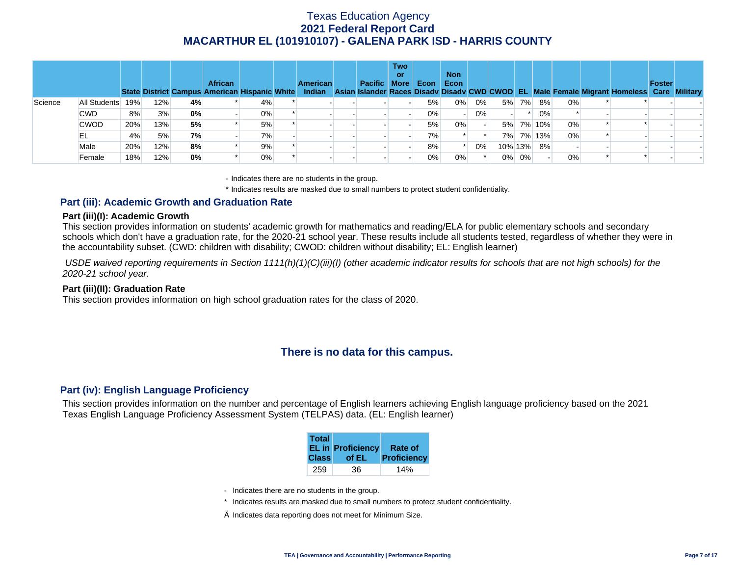| | | State | District | Campus | African American | Hispanic | White | American Indian | Asian | Pacific Islander | Two or More Races | Econ Disadv | Non Econ Disadv | CWD | CWOD | EL | Male | Female | Migrant | Homeless | Foster Care | Military |
|---|---|---|---|---|---|---|---|---|---|---|---|---|---|---|---|---|---|---|---|---|---|---|
| Science | All Students | 19% | 12% | **4%** | * | 4% | * | - | - | - | - | 5% | 0% | 0% | 5% | 7% | 8% | 0% | * | * | - | - |
| | CWD | 8% | 3% | **0%** | - | 0% | * | - | - | - | - | 0% | - | 0% | - | * | 0% | * | - | - | - | - |
| | CWOD | 20% | 13% | **5%** | * | 5% | * | - | - | - | - | 5% | 0% | - | 5% | 7% | 10% | 0% | * | * | - | - |
| | EL | 4% | 5% | **7%** | - | 7% | - | - | - | - | - | 7% | * | * | 7% | 7% | 13% | 0% | * | - | - | - |
| | Male | 20% | 12% | **8%** | * | 9% | * | - | - | - | - | 8% | * | 0% | 10% | 13% | 8% | - | - | - | - | - |
| | Female | 18% | 12% | **0%** | * | 0% | * | - | - | - | - | 0% | 0% | * | 0% | 0% | - | 0% | * | * | - | - |

- Indicates there are no students in the group.

* Indicates results are masked due to small numbers to protect student confidentiality.

## Part (iii): Academic Growth and Graduation Rate

### Part (iii)(I): Academic Growth

This section provides information on students' academic growth for mathematics and reading/ELA for public elementary schools and secondary schools which don't have a graduation rate, for the 2020-21 school year. These results include all students tested, regardless of whether they were in the accountability subset. (CWD: children with disability; CWOD: children without disability; EL: English learner)

*USDE waived reporting requirements in Section 1111(h)(1)(C)(iii)(I) (other academic indicator results for schools that are not high schools) for the 2020-21 school year.*

### Part (iii)(II): Graduation Rate

This section provides information on high school graduation rates for the class of 2020.

**There is no data for this campus.**

## Part (iv): English Language Proficiency

This section provides information on the number and percentage of English learners achieving English language proficiency based on the 2021 Texas English Language Proficiency Assessment System (TELPAS) data. (EL: English learner)

| Total EL in Class | Proficiency of EL | Rate of Proficiency |
|---|---|---|
| 259 | 36 | 14% |

- Indicates there are no students in the group.

* Indicates results are masked due to small numbers to protect student confidentiality.

Ä Indicates data reporting does not meet for Minimum Size.